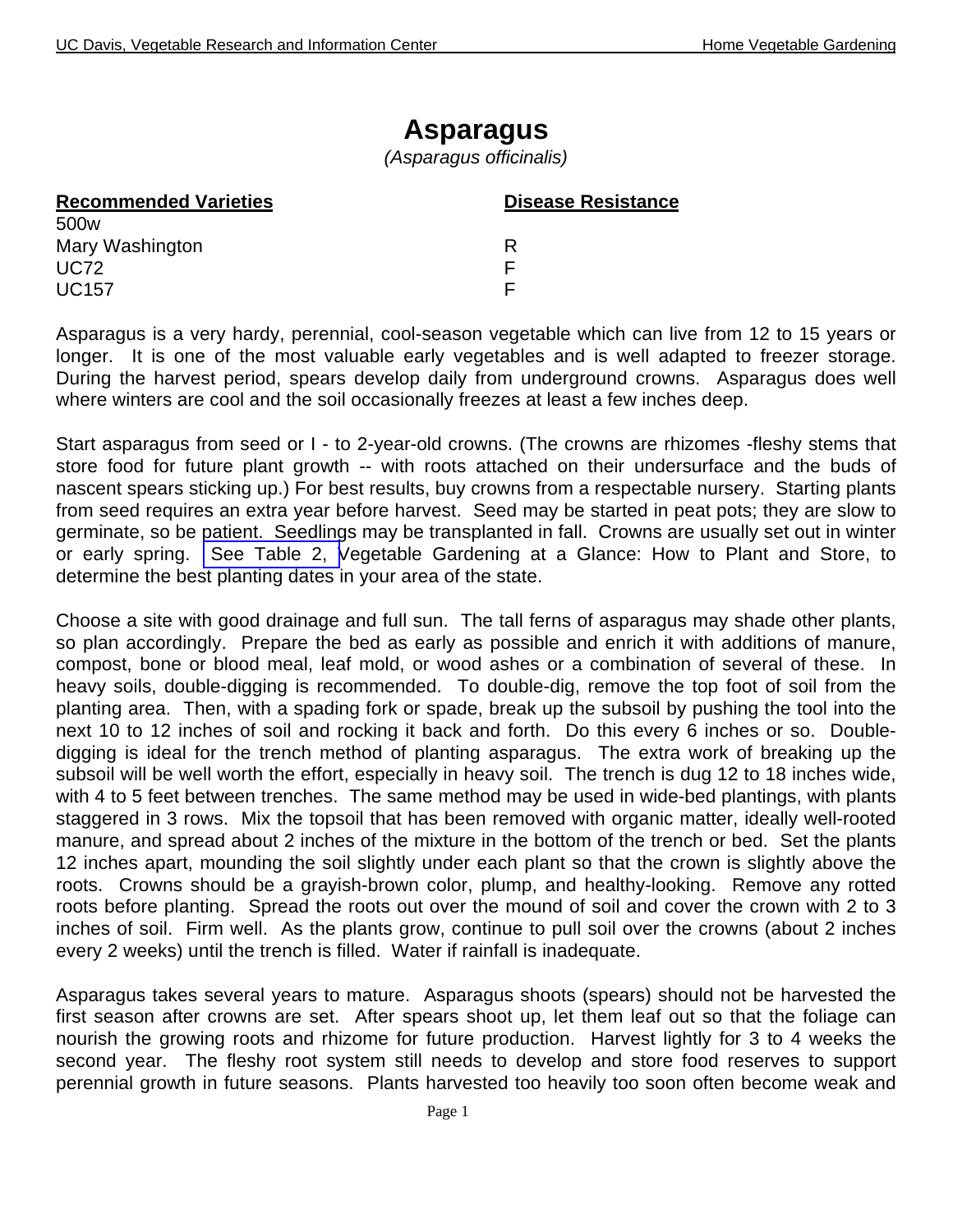# Asparagus

*(Asparagus officinalis)*

| **Recommended Varieties** | **Disease Resistance** |
|---|---|
| 500w | |
| Mary Washington | R |
| UC72 | F |
| UC157 | F |

Asparagus is a very hardy, perennial, cool-season vegetable which can live from 12 to 15 years or longer. It is one of the most valuable early vegetables and is well adapted to freezer storage. During the harvest period, spears develop daily from underground crowns. Asparagus does well where winters are cool and the soil occasionally freezes at least a few inches deep.

Start asparagus from seed or I - to 2-year-old crowns. (The crowns are rhizomes -fleshy stems that store food for future plant growth -- with roots attached on their undersurface and the buds of nascent spears sticking up.) For best results, buy crowns from a respectable nursery. Starting plants from seed requires an extra year before harvest. Seed may be started in peat pots; they are slow to germinate, so be patient. Seedlings may be transplanted in fall. Crowns are usually set out in winter or early spring. See Table 2, Vegetable Gardening at a Glance: How to Plant and Store, to determine the best planting dates in your area of the state.

Choose a site with good drainage and full sun. The tall ferns of asparagus may shade other plants, so plan accordingly. Prepare the bed as early as possible and enrich it with additions of manure, compost, bone or blood meal, leaf mold, or wood ashes or a combination of several of these. In heavy soils, double-digging is recommended. To double-dig, remove the top foot of soil from the planting area. Then, with a spading fork or spade, break up the subsoil by pushing the tool into the next 10 to 12 inches of soil and rocking it back and forth. Do this every 6 inches or so. Double-digging is ideal for the trench method of planting asparagus. The extra work of breaking up the subsoil will be well worth the effort, especially in heavy soil. The trench is dug 12 to 18 inches wide, with 4 to 5 feet between trenches. The same method may be used in wide-bed plantings, with plants staggered in 3 rows. Mix the topsoil that has been removed with organic matter, ideally well-rooted manure, and spread about 2 inches of the mixture in the bottom of the trench or bed. Set the plants 12 inches apart, mounding the soil slightly under each plant so that the crown is slightly above the roots. Crowns should be a grayish-brown color, plump, and healthy-looking. Remove any rotted roots before planting. Spread the roots out over the mound of soil and cover the crown with 2 to 3 inches of soil. Firm well. As the plants grow, continue to pull soil over the crowns (about 2 inches every 2 weeks) until the trench is filled. Water if rainfall is inadequate.

Asparagus takes several years to mature. Asparagus shoots (spears) should not be harvested the first season after crowns are set. After spears shoot up, let them leaf out so that the foliage can nourish the growing roots and rhizome for future production. Harvest lightly for 3 to 4 weeks the second year. The fleshy root system still needs to develop and store food reserves to support perennial growth in future seasons. Plants harvested too heavily too soon often become weak and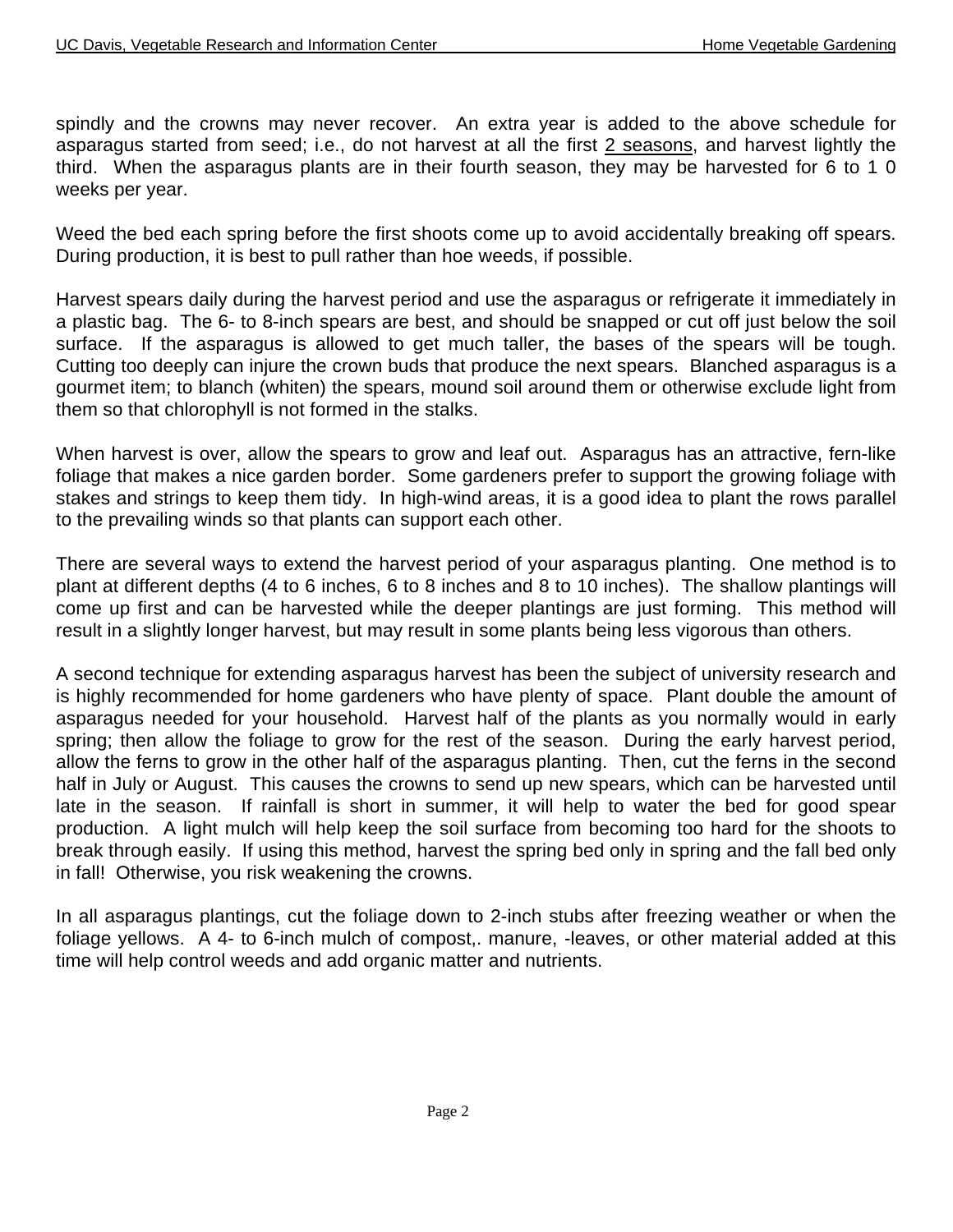spindly and the crowns may never recover. An extra year is added to the above schedule for asparagus started from seed; i.e., do not harvest at all the first <u>2 seasons</u>, and harvest lightly the third. When the asparagus plants are in their fourth season, they may be harvested for 6 to 1 0 weeks per year.

Weed the bed each spring before the first shoots come up to avoid accidentally breaking off spears. During production, it is best to pull rather than hoe weeds, if possible.

Harvest spears daily during the harvest period and use the asparagus or refrigerate it immediately in a plastic bag. The 6- to 8-inch spears are best, and should be snapped or cut off just below the soil surface. If the asparagus is allowed to get much taller, the bases of the spears will be tough. Cutting too deeply can injure the crown buds that produce the next spears. Blanched asparagus is a gourmet item; to blanch (whiten) the spears, mound soil around them or otherwise exclude light from them so that chlorophyll is not formed in the stalks.

When harvest is over, allow the spears to grow and leaf out. Asparagus has an attractive, fern-like foliage that makes a nice garden border. Some gardeners prefer to support the growing foliage with stakes and strings to keep them tidy. In high-wind areas, it is a good idea to plant the rows parallel to the prevailing winds so that plants can support each other.

There are several ways to extend the harvest period of your asparagus planting. One method is to plant at different depths (4 to 6 inches, 6 to 8 inches and 8 to 10 inches). The shallow plantings will come up first and can be harvested while the deeper plantings are just forming. This method will result in a slightly longer harvest, but may result in some plants being less vigorous than others.

A second technique for extending asparagus harvest has been the subject of university research and is highly recommended for home gardeners who have plenty of space. Plant double the amount of asparagus needed for your household. Harvest half of the plants as you normally would in early spring; then allow the foliage to grow for the rest of the season. During the early harvest period, allow the ferns to grow in the other half of the asparagus planting. Then, cut the ferns in the second half in July or August. This causes the crowns to send up new spears, which can be harvested until late in the season. If rainfall is short in summer, it will help to water the bed for good spear production. A light mulch will help keep the soil surface from becoming too hard for the shoots to break through easily. If using this method, harvest the spring bed only in spring and the fall bed only in fall! Otherwise, you risk weakening the crowns.

In all asparagus plantings, cut the foliage down to 2-inch stubs after freezing weather or when the foliage yellows. A 4- to 6-inch mulch of compost,. manure, -leaves, or other material added at this time will help control weeds and add organic matter and nutrients.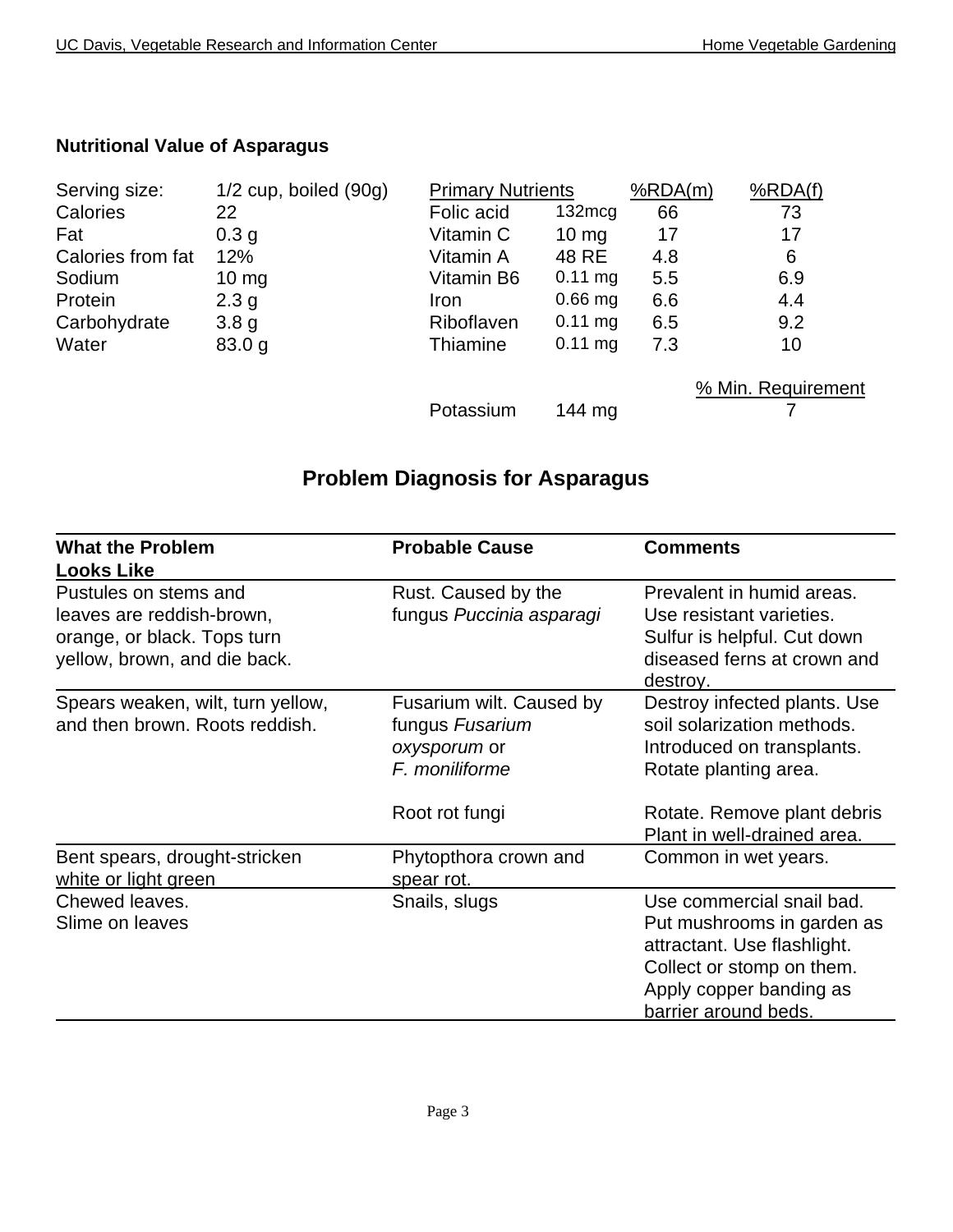**Nutritional Value of Asparagus**

| Serving size: | 1/2 cup, boiled (90g) | Primary Nutrients | | %RDA(m) | %RDA(f) |
|---|---|---|---|---|---|
| Calories | 22 | Folic acid | 132mcg | 66 | 73 |
| Fat | 0.3 g | Vitamin C | 10 mg | 17 | 17 |
| Calories from fat | 12% | Vitamin A | 48 RE | 4.8 | 6 |
| Sodium | 10 mg | Vitamin B6 | 0.11 mg | 5.5 | 6.9 |
| Protein | 2.3 g | Iron | 0.66 mg | 6.6 | 4.4 |
| Carbohydrate | 3.8 g | Riboflaven | 0.11 mg | 6.5 | 9.2 |
| Water | 83.0 g | Thiamine | 0.11 mg | 7.3 | 10 |
| | | | | | % Min. Requirement |
| | | Potassium | 144 mg | | 7 |

## Problem Diagnosis for Asparagus

| What the Problem Looks Like | Probable Cause | Comments |
|---|---|---|
| Pustules on stems and leaves are reddish-brown, orange, or black. Tops turn yellow, brown, and die back. | Rust. Caused by the fungus *Puccinia asparagi* | Prevalent in humid areas. Use resistant varieties. Sulfur is helpful. Cut down diseased ferns at crown and destroy. |
| Spears weaken, wilt, turn yellow, and then brown. Roots reddish. | Fusarium wilt. Caused by fungus *Fusarium oxysporum* or *F. moniliforme* | Destroy infected plants. Use soil solarization methods. Introduced on transplants. Rotate planting area. |
| | Root rot fungi | Rotate. Remove plant debris Plant in well-drained area. |
| Bent spears, drought-stricken white or light green | Phytopthora crown and spear rot. | Common in wet years. |
| Chewed leaves. Slime on leaves | Snails, slugs | Use commercial snail bad. Put mushrooms in garden as attractant. Use flashlight. Collect or stomp on them. Apply copper banding as barrier around beds. |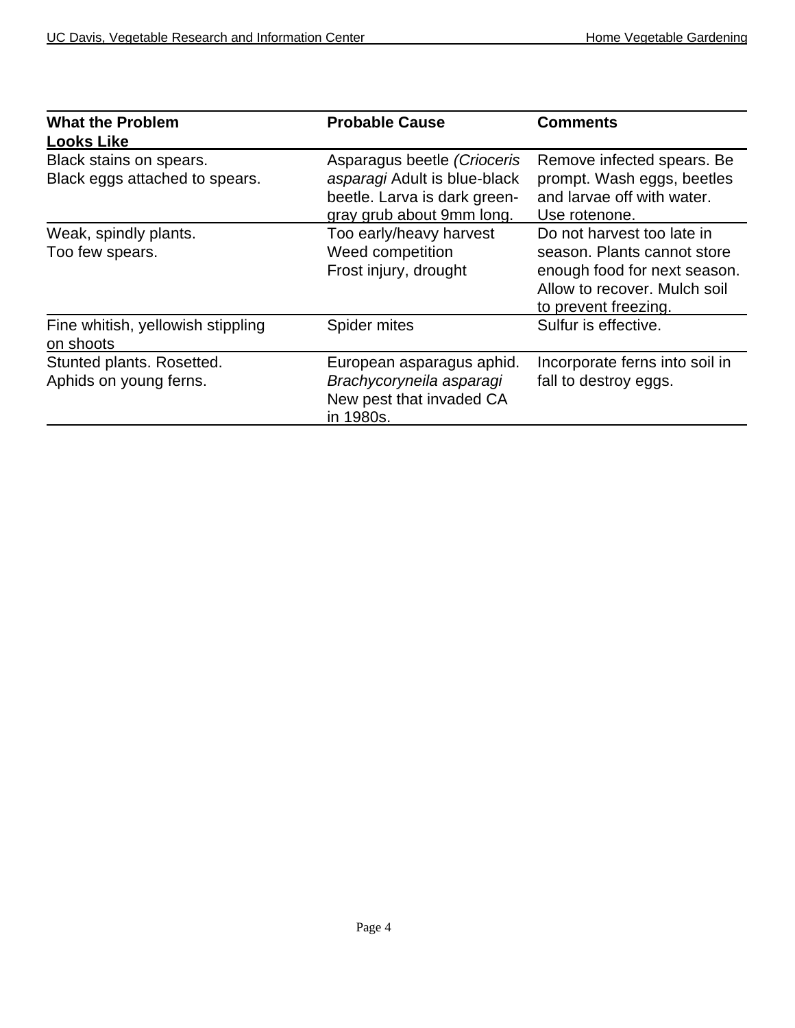| What the Problem Looks Like | Probable Cause | Comments |
|---|---|---|
| Black stains on spears.<br>Black eggs attached to spears. | Asparagus beetle *(Crioceris asparagi* Adult is blue-black beetle. Larva is dark green-gray grub about 9mm long. | Remove infected spears. Be prompt. Wash eggs, beetles and larvae off with water. Use rotenone. |
| Weak, spindly plants.<br>Too few spears. | Too early/heavy harvest<br>Weed competition<br>Frost injury, drought | Do not harvest too late in season. Plants cannot store enough food for next season. Allow to recover. Mulch soil to prevent freezing. |
| Fine whitish, yellowish stippling on shoots | Spider mites | Sulfur is effective. |
| Stunted plants. Rosetted.<br>Aphids on young ferns. | European asparagus aphid. *Brachycoryneila asparagi* New pest that invaded CA in 1980s. | Incorporate ferns into soil in fall to destroy eggs. |